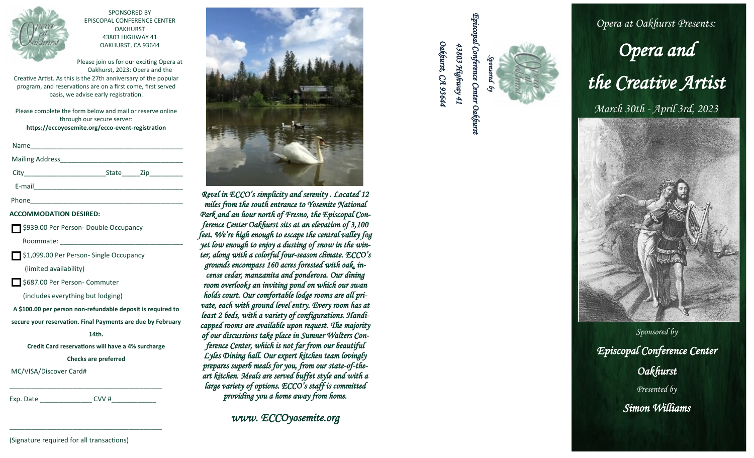SPONSORED BY
EPISCOPAL CONFERENCE CENTER
OAKHURST
43803 HIGHWAY 41
OAKHURST, CA 93644

Please join us for our exciting Opera at Oakhurst, 2023: Opera and the Creative Artist. As this is the 27th anniversary of the popular program, and reservations are on a first come, first served basis, we advise early registration.

Please complete the form below and mail or reserve online through our secure server:
**https://eccoyosemite.org/ecco-event-registration**

Name\_\_\_\_\_\_\_\_\_\_\_\_\_\_\_\_\_\_\_\_\_\_\_\_\_\_\_\_\_\_\_\_\_\_\_\_\_\_\_\_

Mailing Address\_\_\_\_\_\_\_\_\_\_\_\_\_\_\_\_\_\_\_\_\_\_\_\_\_\_\_\_\_\_\_\_\_

City\_\_\_\_\_\_\_\_\_\_\_\_\_\_\_\_\_\_\_\_\_\_State\_\_\_\_\_Zip\_\_\_\_\_\_\_\_\_

E-mail\_\_\_\_\_\_\_\_\_\_\_\_\_\_\_\_\_\_\_\_\_\_\_\_\_\_\_\_\_\_\_\_\_\_\_\_\_\_\_\_

Phone\_\_\_\_\_\_\_\_\_\_\_\_\_\_\_\_\_\_\_\_\_\_\_\_\_\_\_\_\_\_\_\_\_\_\_\_\_\_\_\_

**ACCOMMODATION DESIRED:**

- ☐ $939.00 Per Person- Double Occupancy
  Roommate: \_\_\_\_\_\_\_\_\_\_\_\_\_\_\_\_\_\_\_\_\_\_\_\_\_\_\_\_\_\_\_\_
- ☐ $1,099.00 Per Person- Single Occupancy
  (limited availability)
- ☐ $687.00 Per Person- Commuter
  (includes everything but lodging)

**A $100.00 per person non-refundable deposit is required to secure your reservation. Final Payments are due by February 14th.**

**Credit Card reservations will have a 4% surcharge**

**Checks are preferred**

MC/VISA/Discover Card#

\_\_\_\_\_\_\_\_\_\_\_\_\_\_\_\_\_\_\_\_\_\_\_\_\_\_\_\_\_\_\_\_\_\_\_\_\_\_\_\_

Exp. Date \_\_\_\_\_\_\_\_\_\_\_\_\_\_ CVV #\_\_\_\_\_\_\_\_\_\_\_\_

\_\_\_\_\_\_\_\_\_\_\_\_\_\_\_\_\_\_\_\_\_\_\_\_\_\_\_\_\_\_\_\_\_\_\_\_\_\_\_\_

(Signature required for all transactions)

*Revel in ECCO's simplicity and serenity . Located 12 miles from the south entrance to Yosemite National Park and an hour north of Fresno, the Episcopal Conference Center Oakhurst sits at an elevation of 3,100 feet. We're high enough to escape the central valley fog yet low enough to enjoy a dusting of snow in the winter, along with a colorful four-season climate. ECCO's grounds encompass 160 acres forested with oak, incense cedar, manzanita and ponderosa. Our dining room overlooks an inviting pond on which our swan holds court. Our comfortable lodge rooms are all private, each with ground level entry. Every room has at least 2 beds, with a variety of configurations. Handicapped rooms are available upon request. The majority of our discussions take place in Sumner Walters Conference Center, which is not far from our beautiful Lyles Dining hall. Our expert kitchen team lovingly prepares superb meals for you, from our state-of-the-art kitchen. Meals are served buffet style and with a large variety of options. ECCO's staff is committed providing you a home away from home.*

*www. ECCOyosemite.org*

*Sponsored by*
*Episcopal Conference Center Oakhurst*
*43803 Highway 41*
*Oakhurst, CA 93644*

*Opera at Oakhurst Presents:*

# *Opera and the Creative Artist*

*March 30th - April 3rd, 2023*

*Sponsored by*

***Episcopal Conference Center Oakhurst***

*Presented by*

***Simon Williams***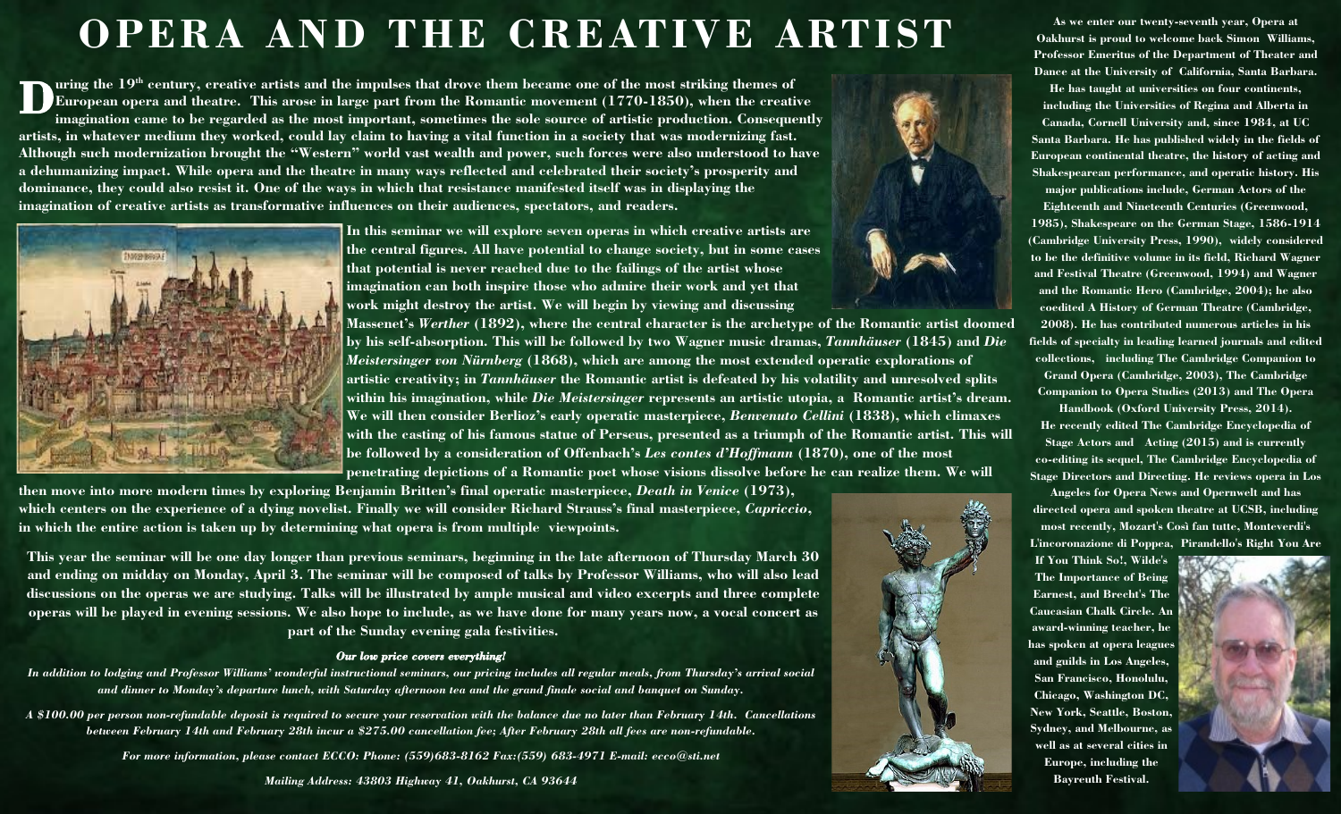# OPERA AND THE CREATIVE ARTIST

**During the 19th century, creative artists and the impulses that drove them became one of the most striking themes of European opera and theatre. This arose in large part from the Romantic movement (1770-1850), when the creative imagination came to be regarded as the most important, sometimes the sole source of artistic production. Consequently artists, in whatever medium they worked, could lay claim to having a vital function in a society that was modernizing fast. Although such modernization brought the "Western" world vast wealth and power, such forces were also understood to have a dehumanizing impact. While opera and the theatre in many ways reflected and celebrated their society's prosperity and dominance, they could also resist it. One of the ways in which that resistance manifested itself was in displaying the imagination of creative artists as transformative influences on their audiences, spectators, and readers.**

**In this seminar we will explore seven operas in which creative artists are the central figures. All have potential to change society, but in some cases that potential is never reached due to the failings of the artist whose imagination can both inspire those who admire their work and yet that work might destroy the artist. We will begin by viewing and discussing Massenet's *Werther* (1892), where the central character is the archetype of the Romantic artist doomed by his self-absorption. This will be followed by two Wagner music dramas, *Tannhäuser* (1845) and *Die Meistersinger von Nürnberg* (1868), which are among the most extended operatic explorations of artistic creativity; in *Tannhäuser* the Romantic artist is defeated by his volatility and unresolved splits within his imagination, while *Die Meistersinger* represents an artistic utopia, a Romantic artist's dream. We will then consider Berlioz's early operatic masterpiece, *Benvenuto Cellini* (1838), which climaxes with the casting of his famous statue of Perseus, presented as a triumph of the Romantic artist. This will be followed by a consideration of Offenbach's *Les contes d'Hoffmann* (1870), one of the most penetrating depictions of a Romantic poet whose visions dissolve before he can realize them. We will then move into more modern times by exploring Benjamin Britten's final operatic masterpiece, *Death in Venice* (1973), which centers on the experience of a dying novelist. Finally we will consider Richard Strauss's final masterpiece, *Capriccio*, in which the entire action is taken up by determining what opera is from multiple viewpoints.**

**This year the seminar will be one day longer than previous seminars, beginning in the late afternoon of Thursday March 30 and ending on midday on Monday, April 3. The seminar will be composed of talks by Professor Williams, who will also lead discussions on the operas we are studying. Talks will be illustrated by ample musical and video excerpts and three complete operas will be played in evening sessions. We also hope to include, as we have done for many years now, a vocal concert as part of the Sunday evening gala festivities.**

***Our low price covers everything!***

***In addition to lodging and Professor Williams' wonderful instructional seminars, our pricing includes all regular meals, from Thursday's arrival social and dinner to Monday's departure lunch, with Saturday afternoon tea and the grand finale social and banquet on Sunday.***

***A $100.00 per person non-refundable deposit is required to secure your reservation with the balance due no later than February 14th. Cancellations between February 14th and February 28th incur a $275.00 cancellation fee; After February 28th all fees are non-refundable.***

***For more information, please contact ECCO: Phone: (559)683-8162 Fax:(559) 683-4971 E-mail: ecco@sti.net***

***Mailing Address: 43803 Highway 41, Oakhurst, CA 93644***

**As we enter our twenty-seventh year, Opera at Oakhurst is proud to welcome back Simon Williams, Professor Emeritus of the Department of Theater and Dance at the University of California, Santa Barbara. He has taught at universities on four continents, including the Universities of Regina and Alberta in Canada, Cornell University and, since 1984, at UC Santa Barbara. He has published widely in the fields of European continental theatre, the history of acting and Shakespearean performance, and operatic history. His major publications include, German Actors of the Eighteenth and Nineteenth Centuries (Greenwood, 1985), Shakespeare on the German Stage, 1586-1914 (Cambridge University Press, 1990), widely considered to be the definitive volume in its field, Richard Wagner and Festival Theatre (Greenwood, 1994) and Wagner and the Romantic Hero (Cambridge, 2004); he also coedited A History of German Theatre (Cambridge, 2008). He has contributed numerous articles in his fields of specialty in leading learned journals and edited collections, including The Cambridge Companion to Grand Opera (Cambridge, 2003), The Cambridge Companion to Opera Studies (2013) and The Opera Handbook (Oxford University Press, 2014). He recently edited The Cambridge Encyclopedia of Stage Actors and Acting (2015) and is currently co-editing its sequel, The Cambridge Encyclopedia of Stage Directors and Directing. He reviews opera in Los Angeles for Opera News and Opernwelt and has directed opera and spoken theatre at UCSB, including most recently, Mozart's Così fan tutte, Monteverdi's L'incoronazione di Poppea, Pirandello's Right You Are If You Think So!, Wilde's The Importance of Being Earnest, and Brecht's The Caucasian Chalk Circle. An award-winning teacher, he has spoken at opera leagues and guilds in Los Angeles, San Francisco, Honolulu, Chicago, Washington DC, New York, Seattle, Boston, Sydney, and Melbourne, as well as at several cities in Europe, including the Bayreuth Festival.**